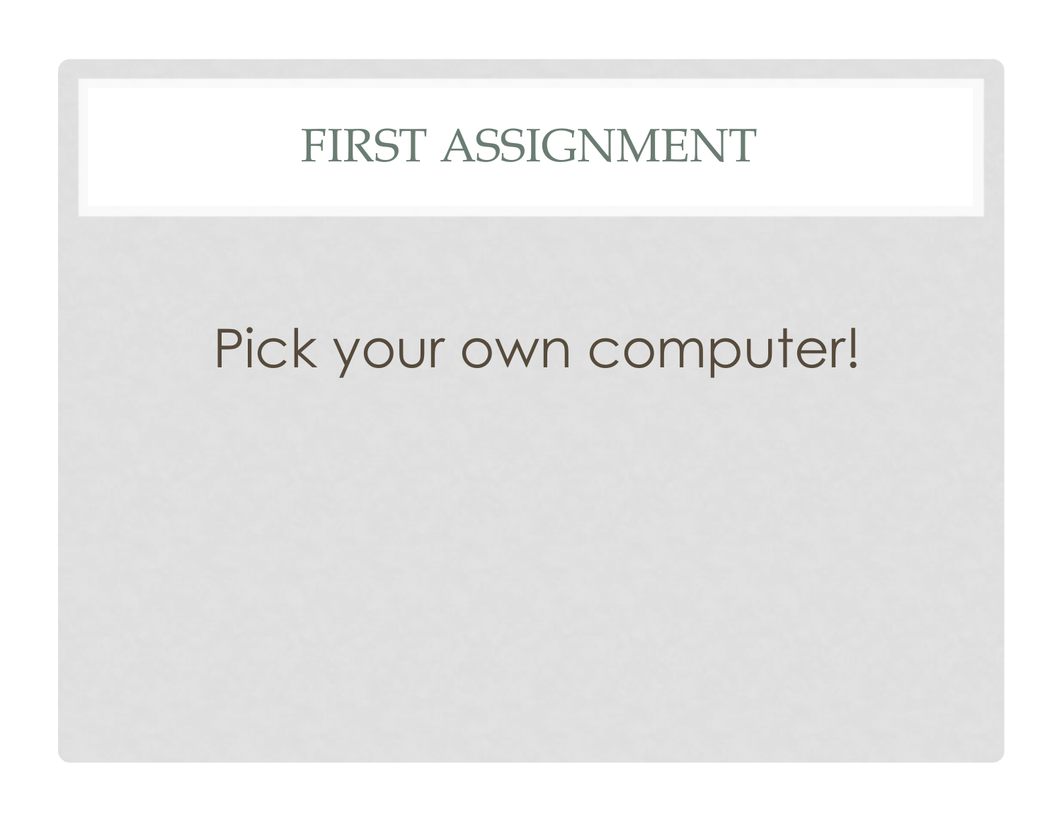# FIRST ASSIGNMENT

Pick your own computer!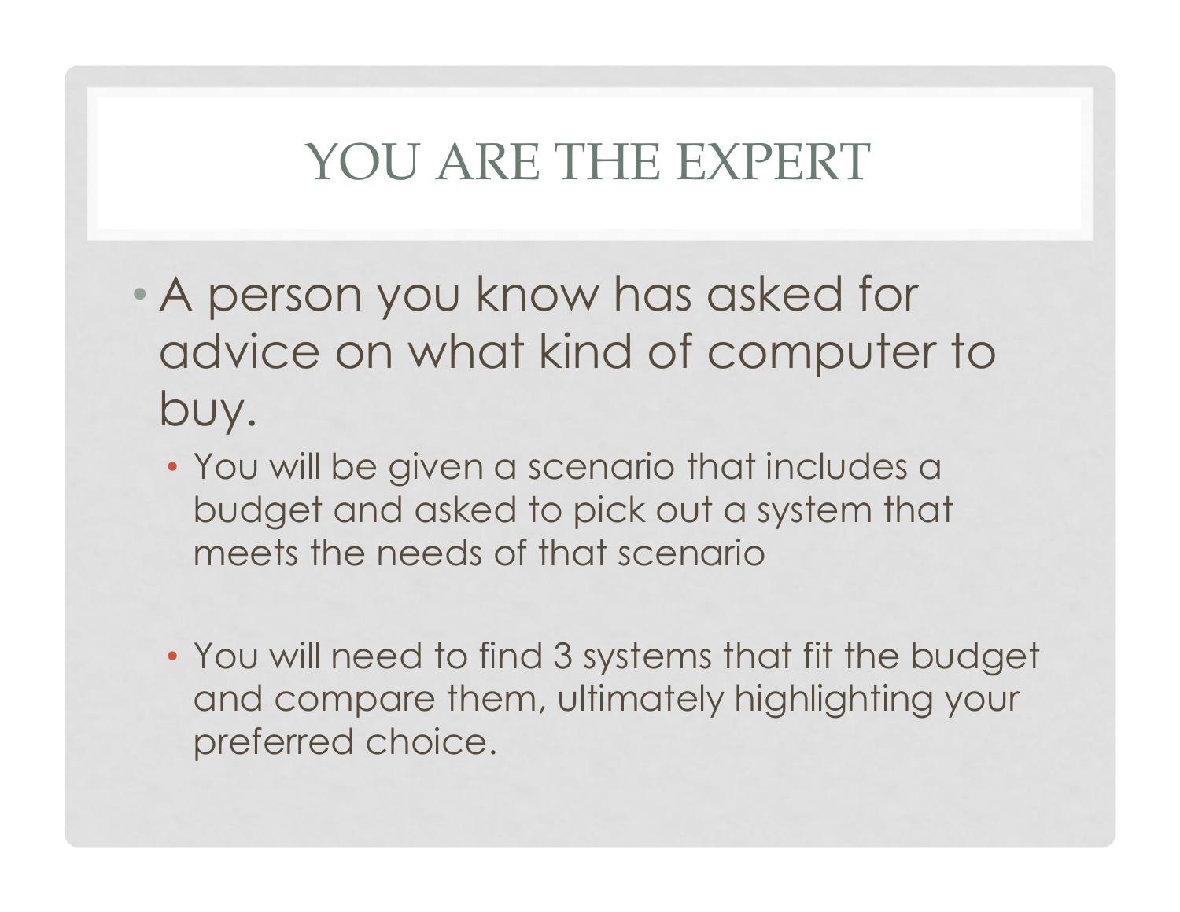# YOU ARE THE EXPERT

- A person you know has asked for advice on what kind of computer to buy.
  - You will be given a scenario that includes a budget and asked to pick out a system that meets the needs of that scenario
  - You will need to find 3 systems that fit the budget and compare them, ultimately highlighting your preferred choice.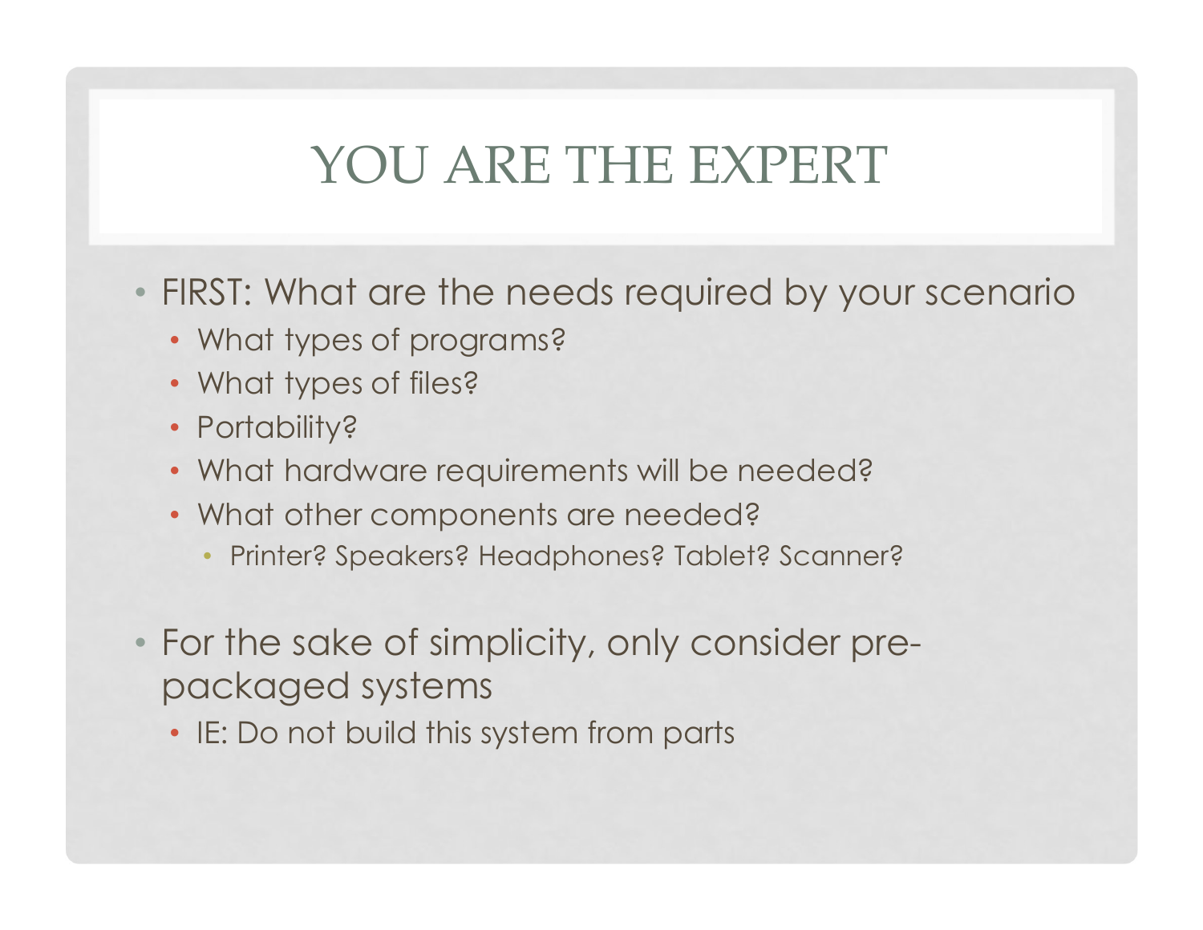# YOU ARE THE EXPERT

- FIRST: What are the needs required by your scenario
  - What types of programs?
  - What types of files?
  - Portability?
  - What hardware requirements will be needed?
  - What other components are needed?
    - Printer? Speakers? Headphones? Tablet? Scanner?

- For the sake of simplicity, only consider pre-packaged systems
  - IE: Do not build this system from parts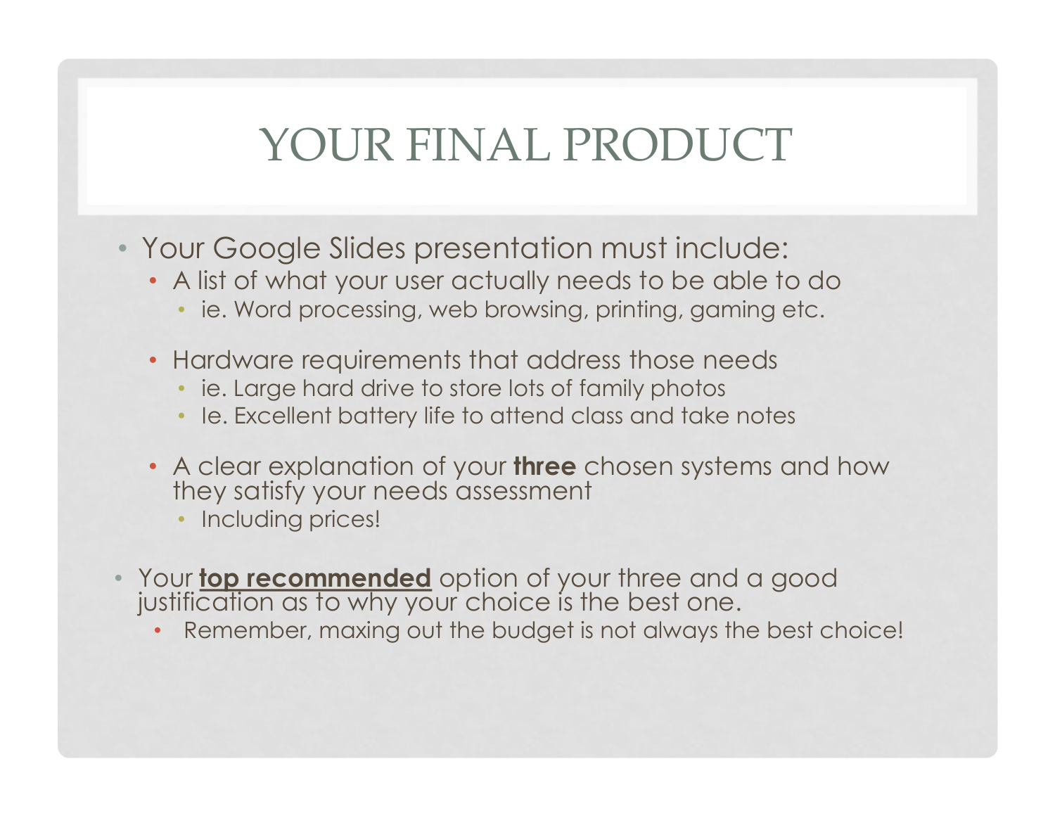# YOUR FINAL PRODUCT

- Your Google Slides presentation must include:
  - A list of what your user actually needs to be able to do
    - ie. Word processing, web browsing, printing, gaming etc.
  - Hardware requirements that address those needs
    - ie. Large hard drive to store lots of family photos
    - Ie. Excellent battery life to attend class and take notes
  - A clear explanation of your **three** chosen systems and how they satisfy your needs assessment
    - Including prices!
- Your **top recommended** option of your three and a good justification as to why your choice is the best one.
  - Remember, maxing out the budget is not always the best choice!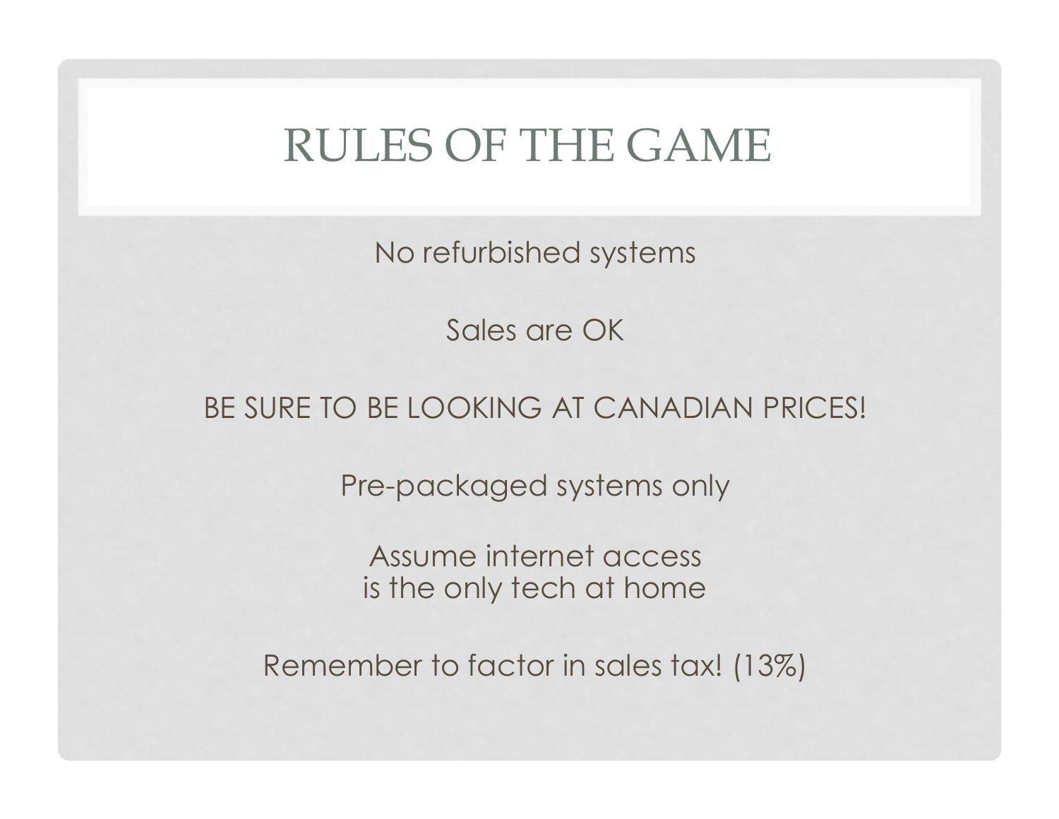# RULES OF THE GAME

No refurbished systems

Sales are OK

BE SURE TO BE LOOKING AT CANADIAN PRICES!

Pre-packaged systems only

Assume internet access
is the only tech at home

Remember to factor in sales tax! (13%)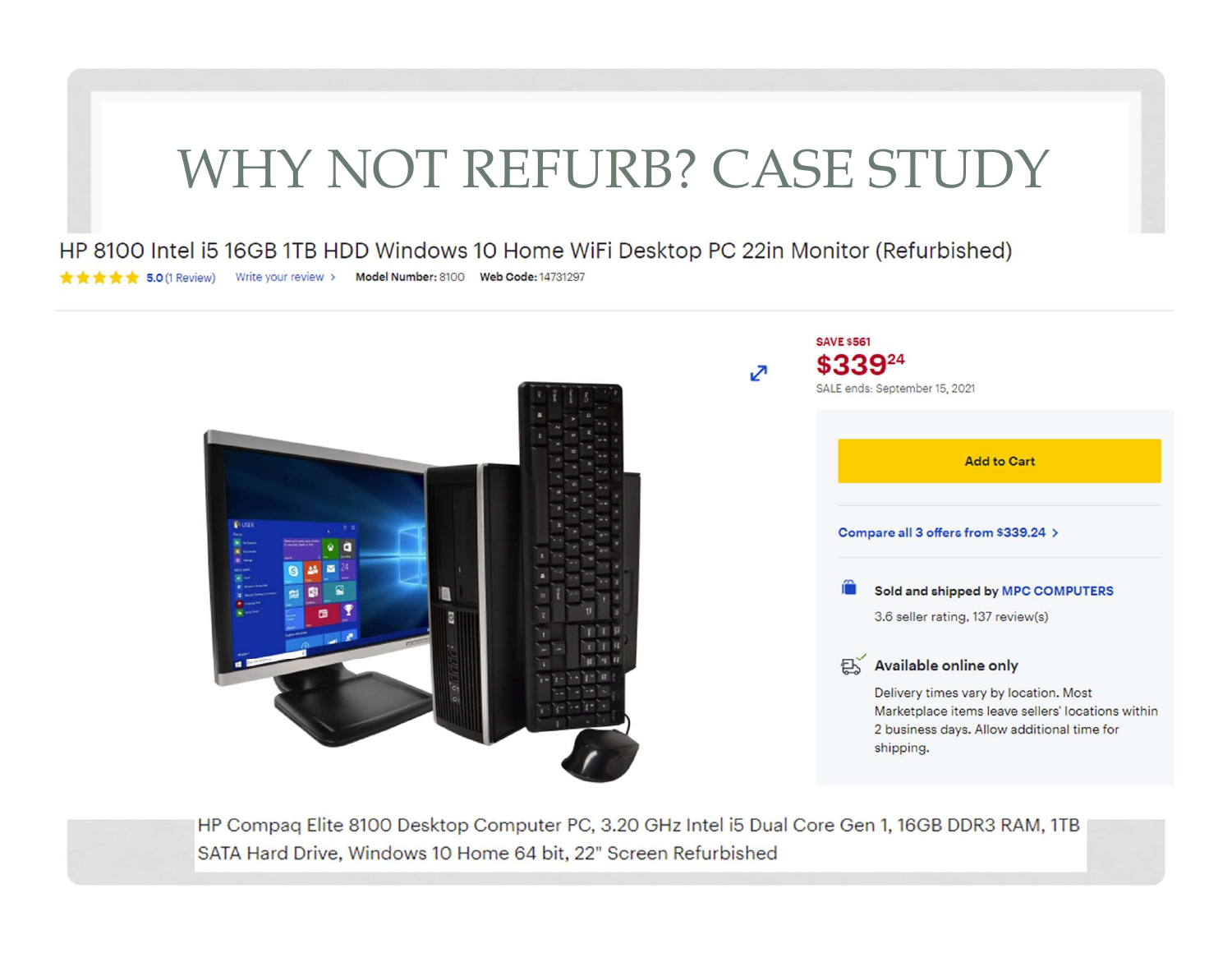# WHY NOT REFURB? CASE STUDY

HP 8100 Intel i5 16GB 1TB HDD Windows 10 Home WiFi Desktop PC 22in Monitor (Refurbished)

5.0 (1 Review) Write your review › **Model Number:** 8100 **Web Code:** 14731297

SAVE $561

$339.24

SALE ends: September 15, 2021

Add to Cart

Compare all 3 offers from $339.24 ›

Sold and shipped by MPC COMPUTERS

3.6 seller rating, 137 review(s)

**Available online only**

Delivery times vary by location. Most Marketplace items leave sellers' locations within 2 business days. Allow additional time for shipping.

HP Compaq Elite 8100 Desktop Computer PC, 3.20 GHz Intel i5 Dual Core Gen 1, 16GB DDR3 RAM, 1TB SATA Hard Drive, Windows 10 Home 64 bit, 22" Screen Refurbished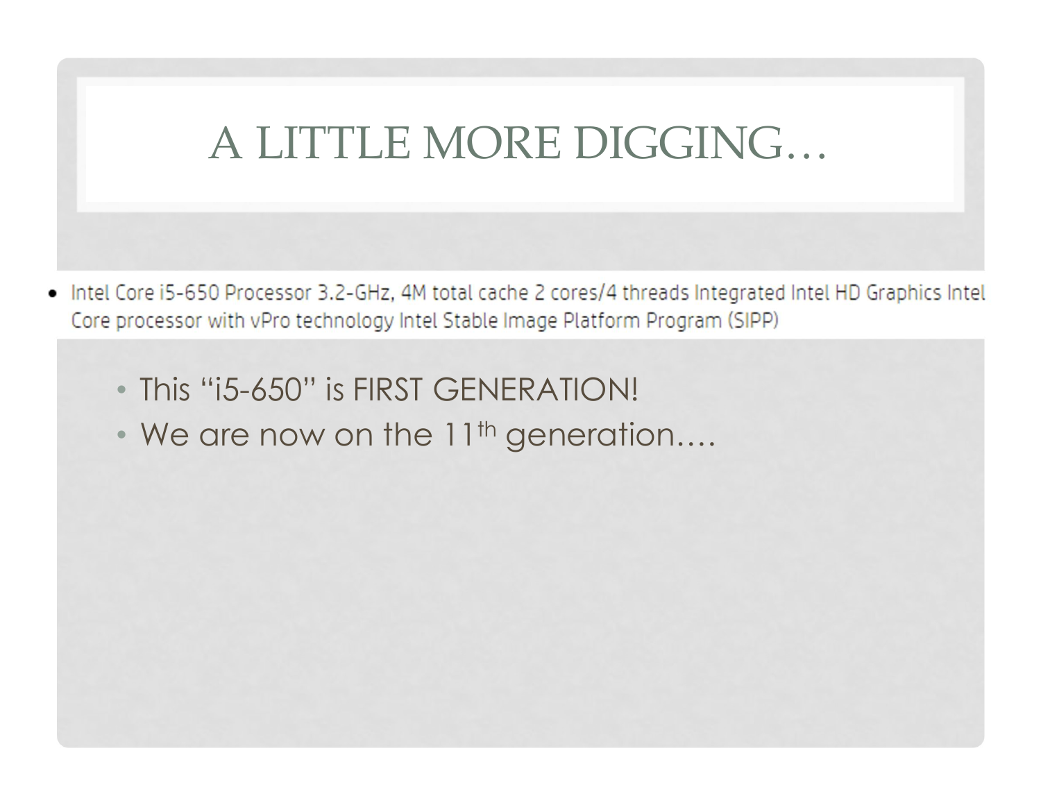# A LITTLE MORE DIGGING…

- Intel Core i5-650 Processor 3.2-GHz, 4M total cache 2 cores/4 threads Integrated Intel HD Graphics Intel Core processor with vPro technology Intel Stable Image Platform Program (SIPP)

- This "i5-650" is FIRST GENERATION!
- We are now on the 11th generation….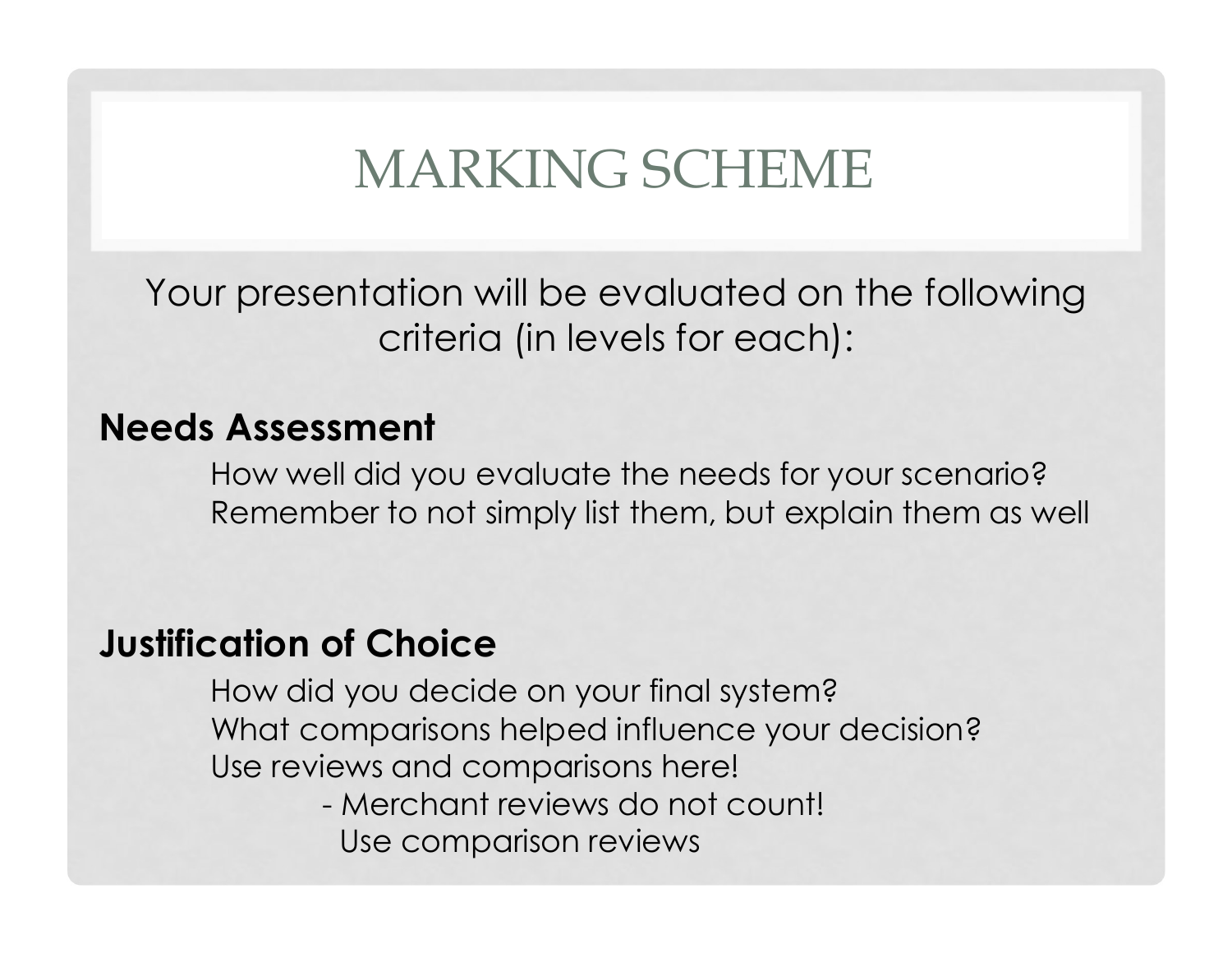# MARKING SCHEME

Your presentation will be evaluated on the following criteria (in levels for each):

**Needs Assessment**

How well did you evaluate the needs for your scenario?
Remember to not simply list them, but explain them as well

**Justification of Choice**

How did you decide on your final system?
What comparisons helped influence your decision?
Use reviews and comparisons here!

- Merchant reviews do not count!
  Use comparison reviews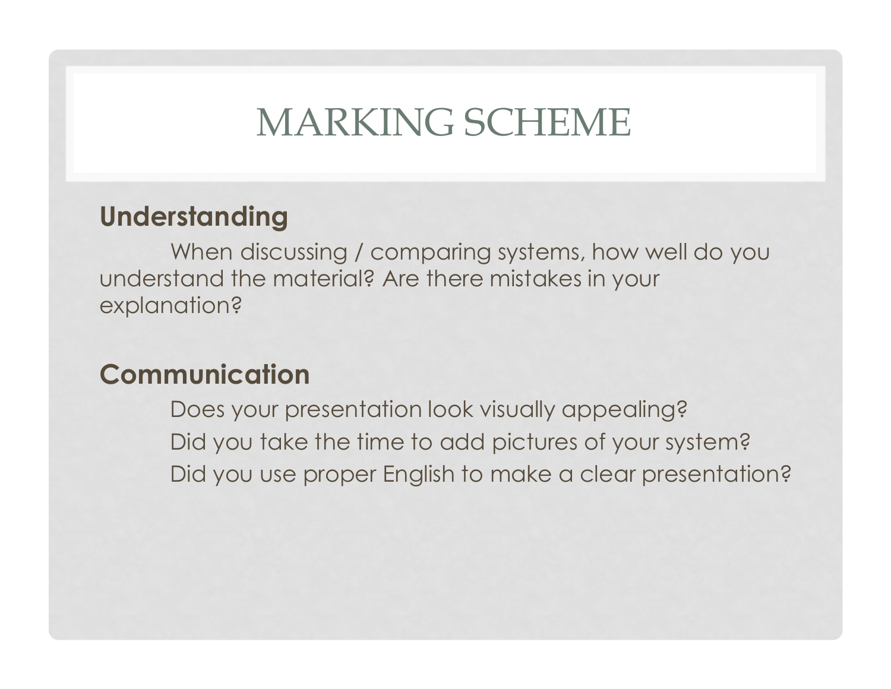# MARKING SCHEME

**Understanding**

When discussing / comparing systems, how well do you understand the material? Are there mistakes in your explanation?

**Communication**

Does your presentation look visually appealing?

Did you take the time to add pictures of your system?

Did you use proper English to make a clear presentation?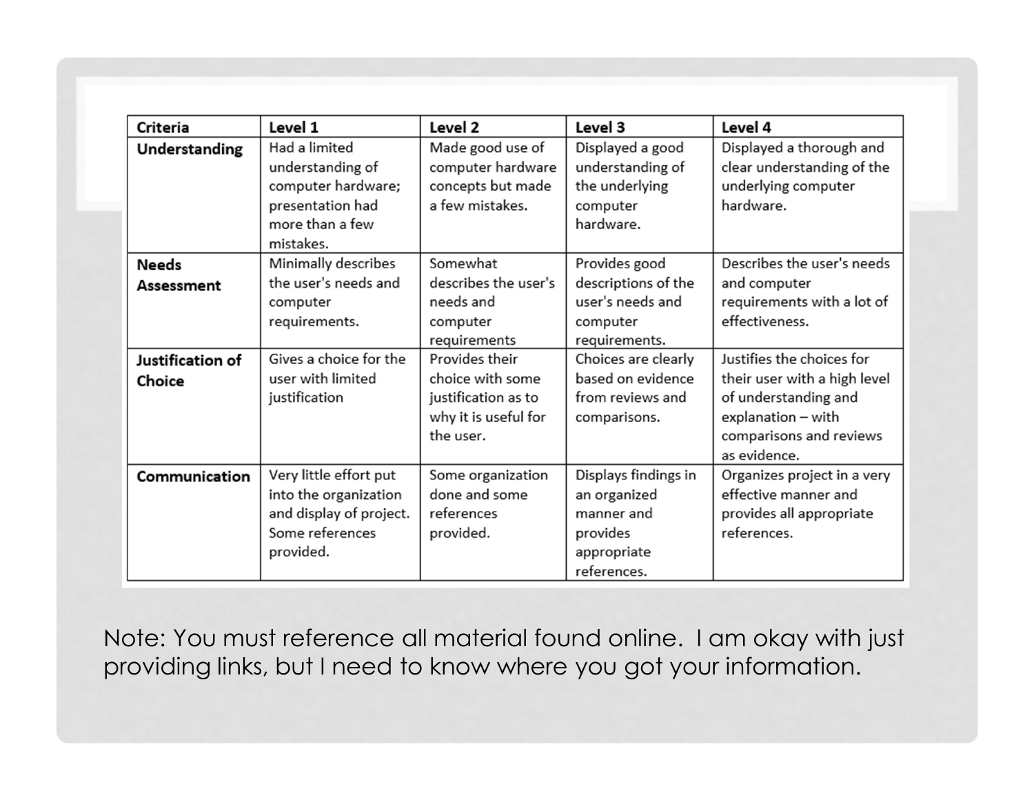| Criteria | Level 1 | Level 2 | Level 3 | Level 4 |
|---|---|---|---|---|
| **Understanding** | Had a limited understanding of computer hardware; presentation had more than a few mistakes. | Made good use of computer hardware concepts but made a few mistakes. | Displayed a good understanding of the underlying computer hardware. | Displayed a thorough and clear understanding of the underlying computer hardware. |
| **Needs Assessment** | Minimally describes the user's needs and computer requirements. | Somewhat describes the user's needs and computer requirements | Provides good descriptions of the user's needs and computer requirements. | Describes the user's needs and computer requirements with a lot of effectiveness. |
| **Justification of Choice** | Gives a choice for the user with limited justification | Provides their choice with some justification as to why it is useful for the user. | Choices are clearly based on evidence from reviews and comparisons. | Justifies the choices for their user with a high level of understanding and explanation – with comparisons and reviews as evidence. |
| **Communication** | Very little effort put into the organization and display of project. Some references provided. | Some organization done and some references provided. | Displays findings in an organized manner and provides appropriate references. | Organizes project in a very effective manner and provides all appropriate references. |

Note: You must reference all material found online. I am okay with just providing links, but I need to know where you got your information.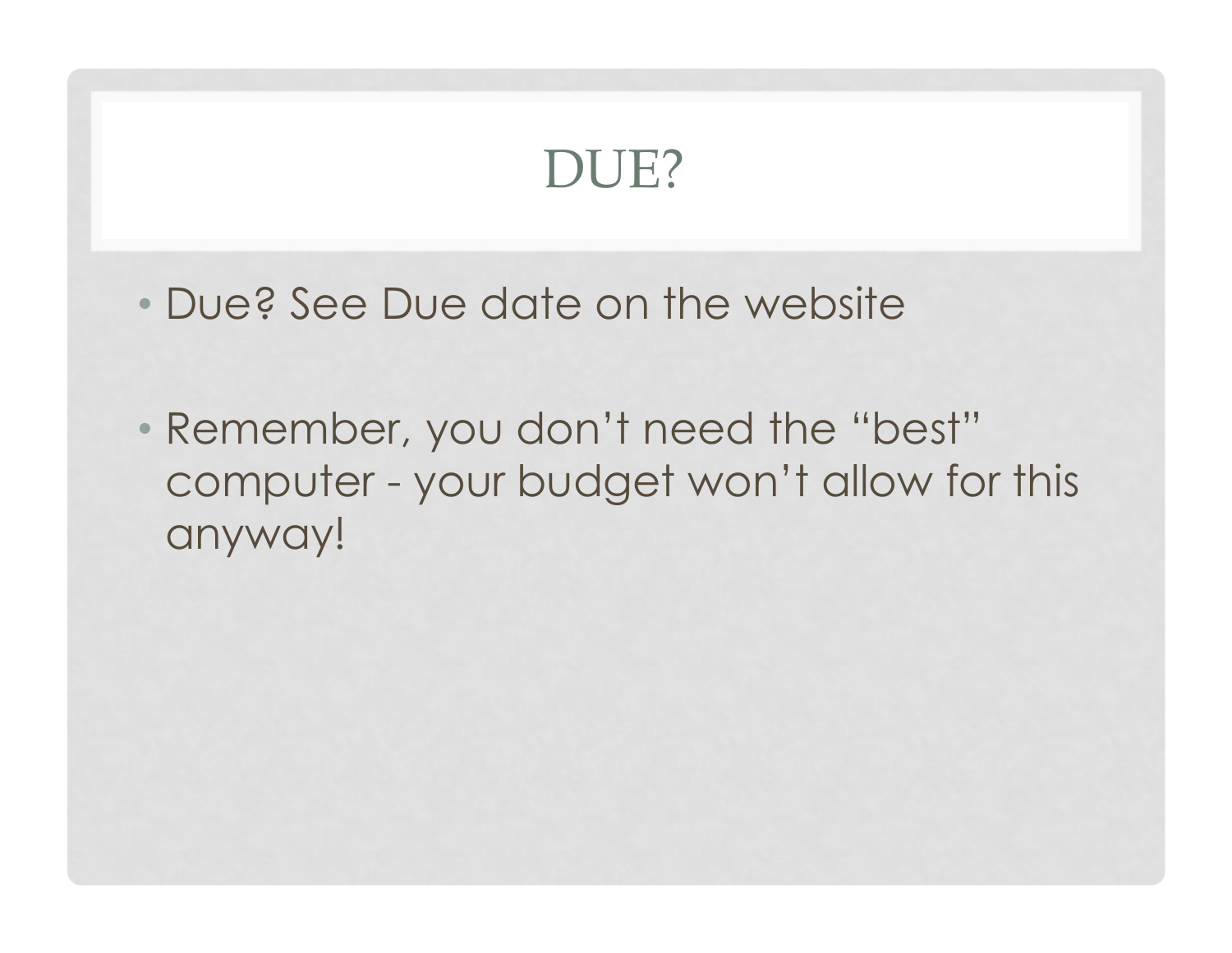# DUE?

- Due? See Due date on the website

- Remember, you don't need the "best" computer - your budget won't allow for this anyway!